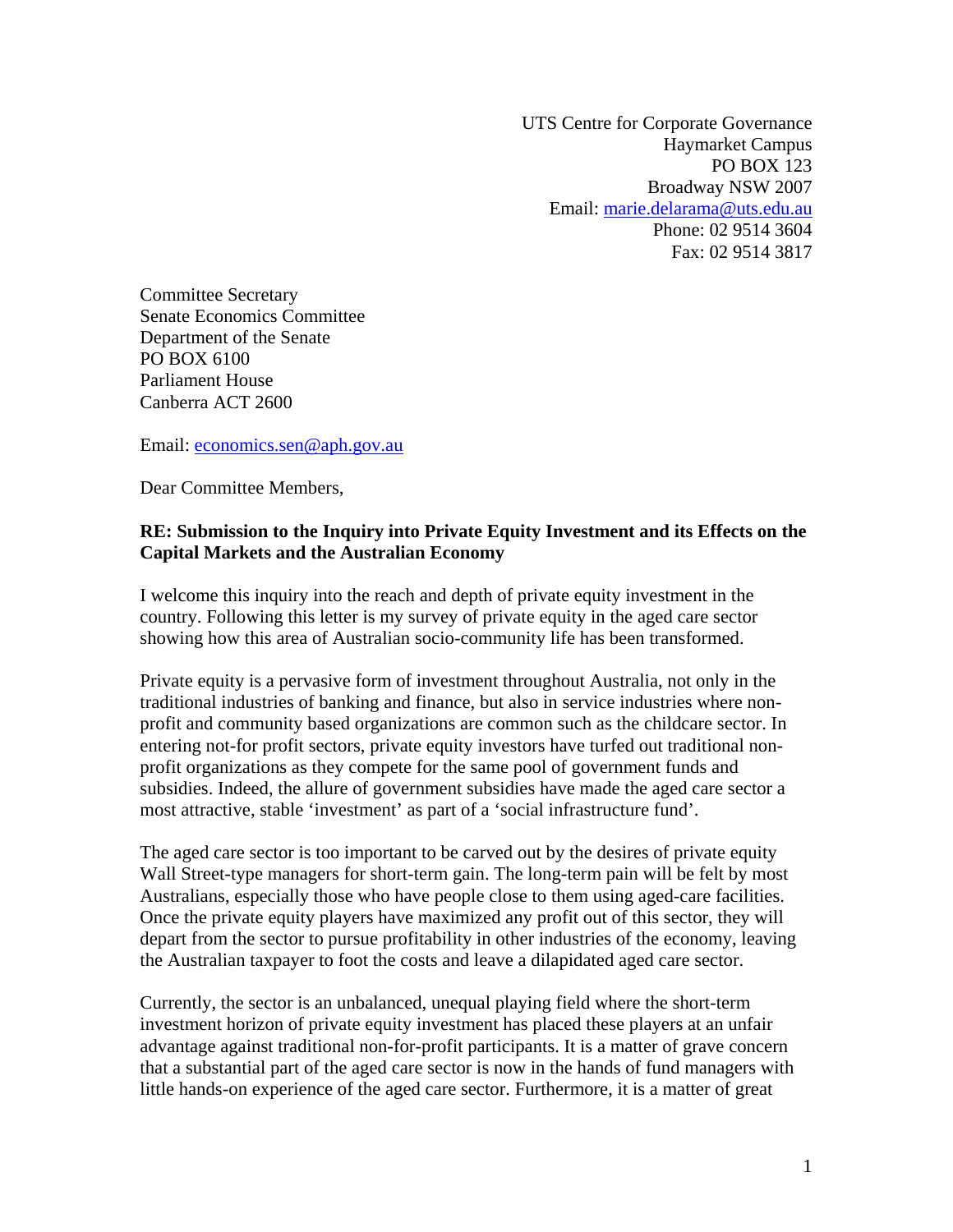UTS Centre for Corporate Governance
Haymarket Campus
PO BOX 123
Broadway NSW 2007
Email: marie.delarama@uts.edu.au
Phone: 02 9514 3604
Fax: 02 9514 3817

Committee Secretary
Senate Economics Committee
Department of the Senate
PO BOX 6100
Parliament House
Canberra ACT 2600

Email: economics.sen@aph.gov.au

Dear Committee Members,

**RE: Submission to the Inquiry into Private Equity Investment and its Effects on the Capital Markets and the Australian Economy**

I welcome this inquiry into the reach and depth of private equity investment in the country. Following this letter is my survey of private equity in the aged care sector showing how this area of Australian socio-community life has been transformed.

Private equity is a pervasive form of investment throughout Australia, not only in the traditional industries of banking and finance, but also in service industries where non-profit and community based organizations are common such as the childcare sector. In entering not-for profit sectors, private equity investors have turfed out traditional non-profit organizations as they compete for the same pool of government funds and subsidies. Indeed, the allure of government subsidies have made the aged care sector a most attractive, stable 'investment' as part of a 'social infrastructure fund'.

The aged care sector is too important to be carved out by the desires of private equity Wall Street-type managers for short-term gain. The long-term pain will be felt by most Australians, especially those who have people close to them using aged-care facilities. Once the private equity players have maximized any profit out of this sector, they will depart from the sector to pursue profitability in other industries of the economy, leaving the Australian taxpayer to foot the costs and leave a dilapidated aged care sector.

Currently, the sector is an unbalanced, unequal playing field where the short-term investment horizon of private equity investment has placed these players at an unfair advantage against traditional non-for-profit participants. It is a matter of grave concern that a substantial part of the aged care sector is now in the hands of fund managers with little hands-on experience of the aged care sector. Furthermore, it is a matter of great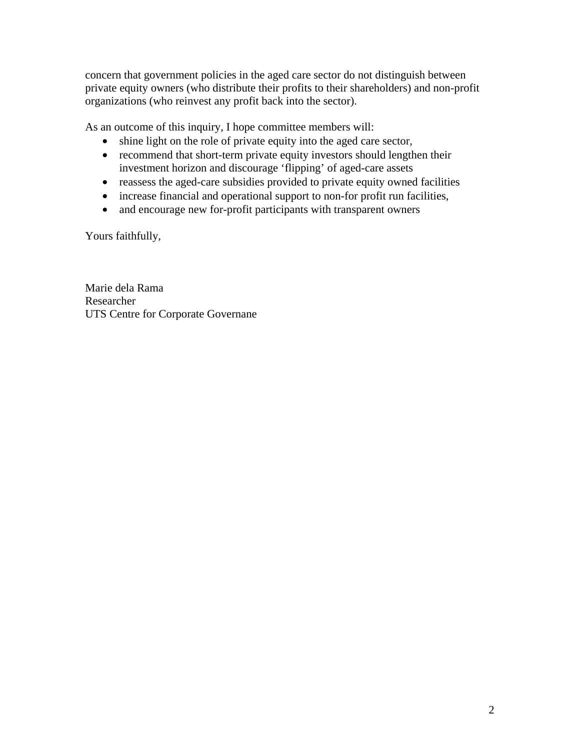concern that government policies in the aged care sector do not distinguish between private equity owners (who distribute their profits to their shareholders) and non-profit organizations (who reinvest any profit back into the sector).

As an outcome of this inquiry, I hope committee members will:

- shine light on the role of private equity into the aged care sector,
- recommend that short-term private equity investors should lengthen their investment horizon and discourage 'flipping' of aged-care assets
- reassess the aged-care subsidies provided to private equity owned facilities
- increase financial and operational support to non-for profit run facilities,
- and encourage new for-profit participants with transparent owners

Yours faithfully,

Marie dela Rama
Researcher
UTS Centre for Corporate Governane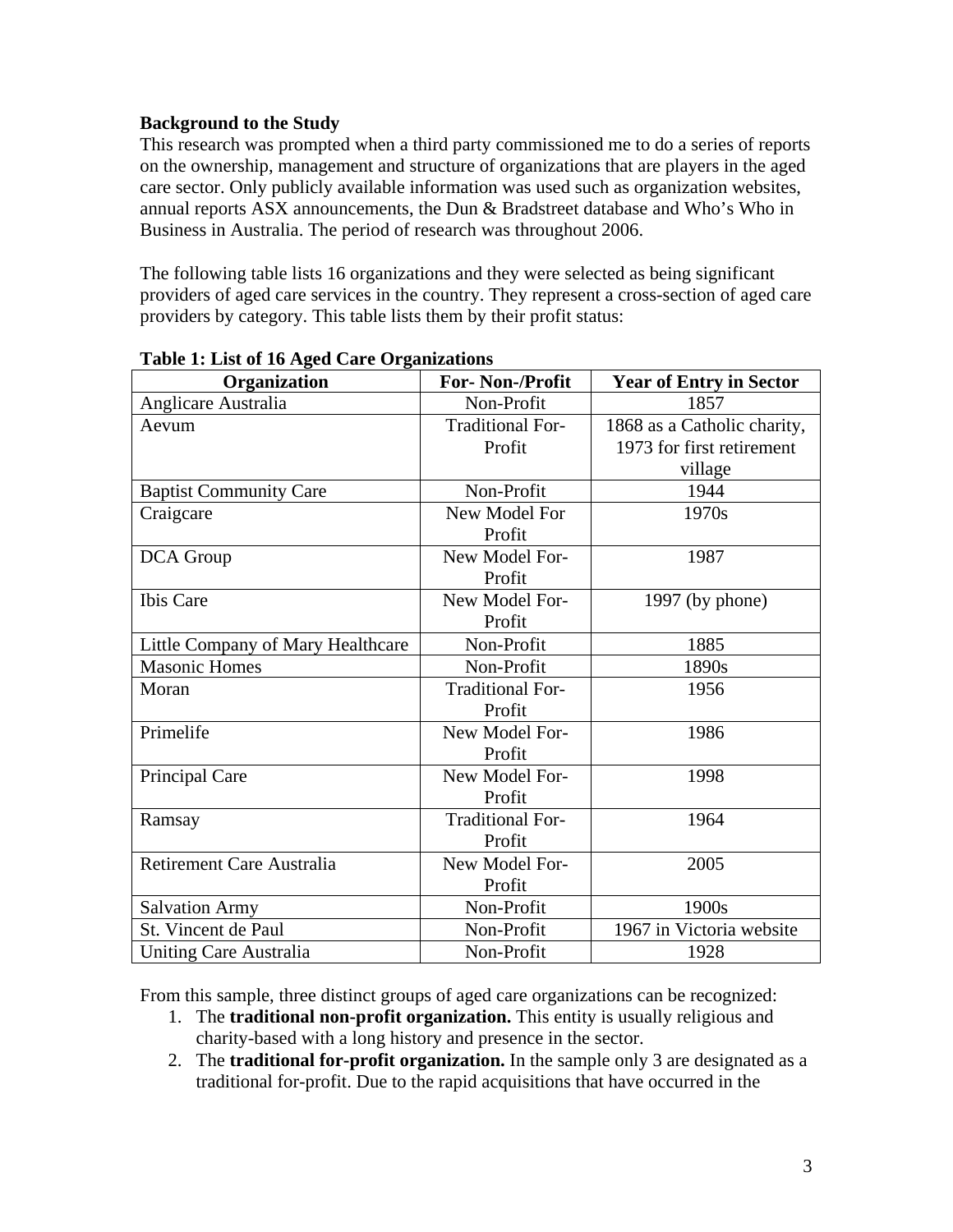**Background to the Study**

This research was prompted when a third party commissioned me to do a series of reports on the ownership, management and structure of organizations that are players in the aged care sector. Only publicly available information was used such as organization websites, annual reports ASX announcements, the Dun & Bradstreet database and Who's Who in Business in Australia. The period of research was throughout 2006.

The following table lists 16 organizations and they were selected as being significant providers of aged care services in the country. They represent a cross-section of aged care providers by category. This table lists them by their profit status:

**Table 1: List of 16 Aged Care Organizations**

| Organization | For- Non-/Profit | Year of Entry in Sector |
|---|---|---|
| Anglicare Australia | Non-Profit | 1857 |
| Aevum | Traditional For-Profit | 1868 as a Catholic charity, 1973 for first retirement village |
| Baptist Community Care | Non-Profit | 1944 |
| Craigcare | New Model For Profit | 1970s |
| DCA Group | New Model For-Profit | 1987 |
| Ibis Care | New Model For-Profit | 1997 (by phone) |
| Little Company of Mary Healthcare | Non-Profit | 1885 |
| Masonic Homes | Non-Profit | 1890s |
| Moran | Traditional For-Profit | 1956 |
| Primelife | New Model For-Profit | 1986 |
| Principal Care | New Model For-Profit | 1998 |
| Ramsay | Traditional For-Profit | 1964 |
| Retirement Care Australia | New Model For-Profit | 2005 |
| Salvation Army | Non-Profit | 1900s |
| St. Vincent de Paul | Non-Profit | 1967 in Victoria website |
| Uniting Care Australia | Non-Profit | 1928 |

From this sample, three distinct groups of aged care organizations can be recognized:

1. The **traditional non-profit organization.** This entity is usually religious and charity-based with a long history and presence in the sector.
2. The **traditional for-profit organization.** In the sample only 3 are designated as a traditional for-profit. Due to the rapid acquisitions that have occurred in the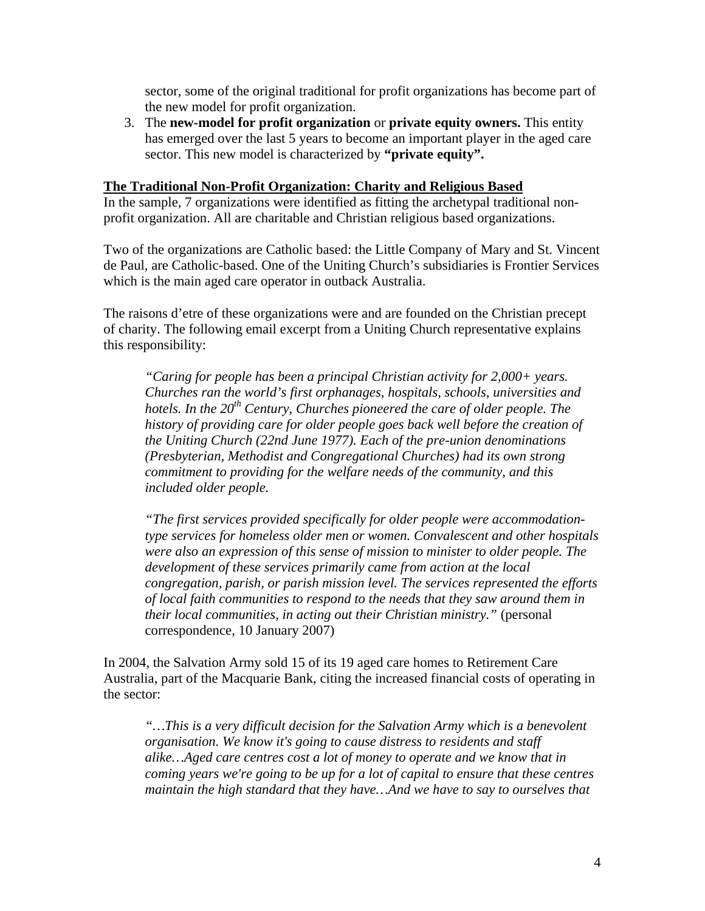sector, some of the original traditional for profit organizations has become part of the new model for profit organization.

3. The **new-model for profit organization** or **private equity owners.** This entity has emerged over the last 5 years to become an important player in the aged care sector. This new model is characterized by **"private equity".**

## The Traditional Non-Profit Organization: Charity and Religious Based

In the sample, 7 organizations were identified as fitting the archetypal traditional non-profit organization. All are charitable and Christian religious based organizations.

Two of the organizations are Catholic based: the Little Company of Mary and St. Vincent de Paul, are Catholic-based. One of the Uniting Church's subsidiaries is Frontier Services which is the main aged care operator in outback Australia.

The raisons d'etre of these organizations were and are founded on the Christian precept of charity. The following email excerpt from a Uniting Church representative explains this responsibility:

> *"Caring for people has been a principal Christian activity for 2,000+ years. Churches ran the world's first orphanages, hospitals, schools, universities and hotels. In the 20th Century, Churches pioneered the care of older people. The history of providing care for older people goes back well before the creation of the Uniting Church (22nd June 1977). Each of the pre-union denominations (Presbyterian, Methodist and Congregational Churches) had its own strong commitment to providing for the welfare needs of the community, and this included older people.*
>
> *"The first services provided specifically for older people were accommodation-type services for homeless older men or women. Convalescent and other hospitals were also an expression of this sense of mission to minister to older people. The development of these services primarily came from action at the local congregation, parish, or parish mission level. The services represented the efforts of local faith communities to respond to the needs that they saw around them in their local communities, in acting out their Christian ministry."* (personal correspondence, 10 January 2007)

In 2004, the Salvation Army sold 15 of its 19 aged care homes to Retirement Care Australia, part of the Macquarie Bank, citing the increased financial costs of operating in the sector:

> *"…This is a very difficult decision for the Salvation Army which is a benevolent organisation. We know it's going to cause distress to residents and staff alike…Aged care centres cost a lot of money to operate and we know that in coming years we're going to be up for a lot of capital to ensure that these centres maintain the high standard that they have…And we have to say to ourselves that*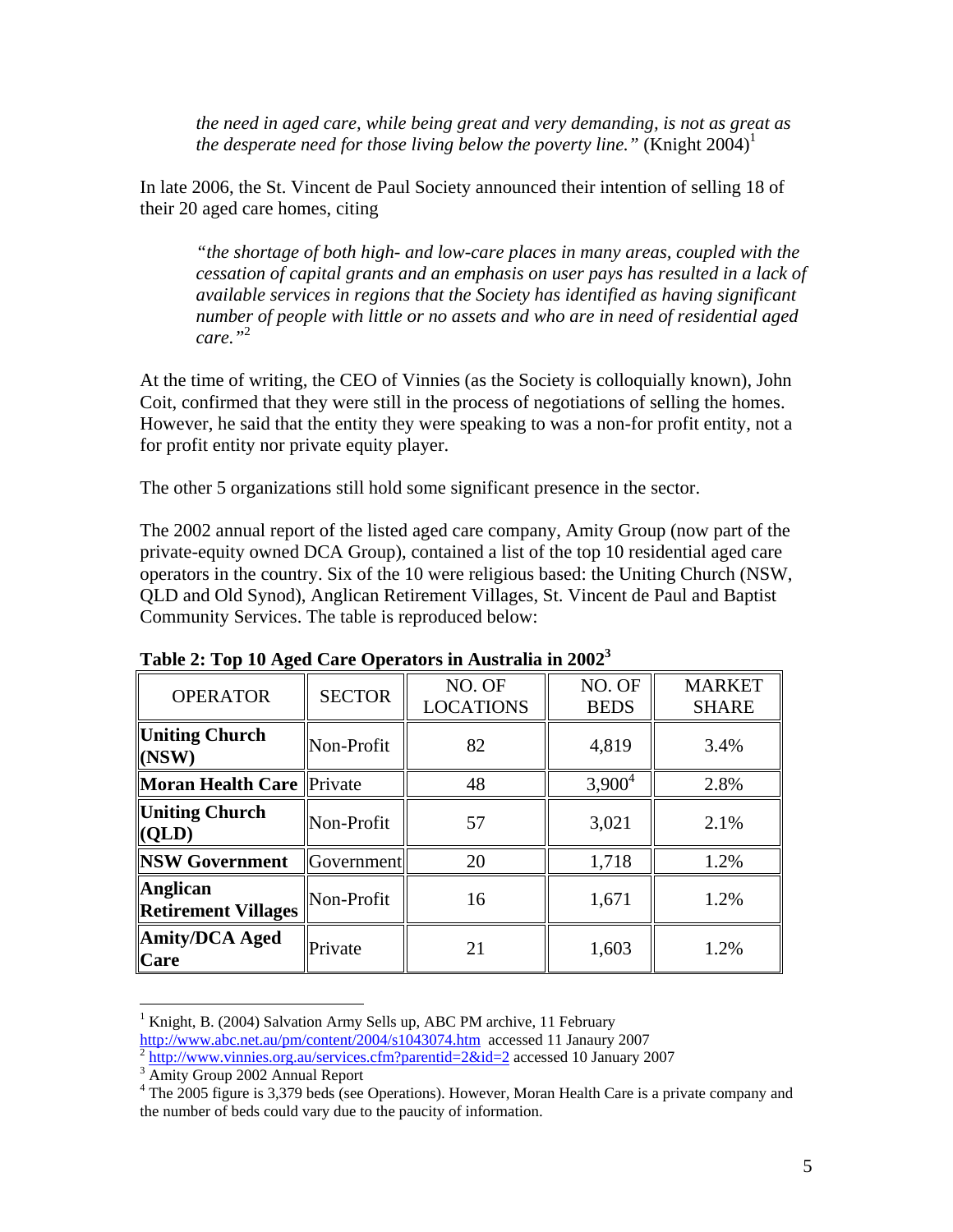*the need in aged care, while being great and very demanding, is not as great as the desperate need for those living below the poverty line."* (Knight 2004)[1]

In late 2006, the St. Vincent de Paul Society announced their intention of selling 18 of their 20 aged care homes, citing

*"the shortage of both high- and low-care places in many areas, coupled with the cessation of capital grants and an emphasis on user pays has resulted in a lack of available services in regions that the Society has identified as having significant number of people with little or no assets and who are in need of residential aged care."*[2]

At the time of writing, the CEO of Vinnies (as the Society is colloquially known), John Coit, confirmed that they were still in the process of negotiations of selling the homes. However, he said that the entity they were speaking to was a non-for profit entity, not a for profit entity nor private equity player.

The other 5 organizations still hold some significant presence in the sector.

The 2002 annual report of the listed aged care company, Amity Group (now part of the private-equity owned DCA Group), contained a list of the top 10 residential aged care operators in the country. Six of the 10 were religious based: the Uniting Church (NSW, QLD and Old Synod), Anglican Retirement Villages, St. Vincent de Paul and Baptist Community Services. The table is reproduced below:

**Table 2: Top 10 Aged Care Operators in Australia in 2002**[3]

| OPERATOR | SECTOR | NO. OF LOCATIONS | NO. OF BEDS | MARKET SHARE |
|---|---|---|---|---|
| **Uniting Church (NSW)** | Non-Profit | 82 | 4,819 | 3.4% |
| **Moran Health Care** | Private | 48 | 3,900[4] | 2.8% |
| **Uniting Church (QLD)** | Non-Profit | 57 | 3,021 | 2.1% |
| **NSW Government** | Government | 20 | 1,718 | 1.2% |
| **Anglican Retirement Villages** | Non-Profit | 16 | 1,671 | 1.2% |
| **Amity/DCA Aged Care** | Private | 21 | 1,603 | 1.2% |

---

[1] Knight, B. (2004) Salvation Army Sells up, ABC PM archive, 11 February http://www.abc.net.au/pm/content/2004/s1043074.htm accessed 11 Janaury 2007

[2] http://www.vinnies.org.au/services.cfm?parentid=2&id=2 accessed 10 January 2007

[3] Amity Group 2002 Annual Report

[4] The 2005 figure is 3,379 beds (see Operations). However, Moran Health Care is a private company and the number of beds could vary due to the paucity of information.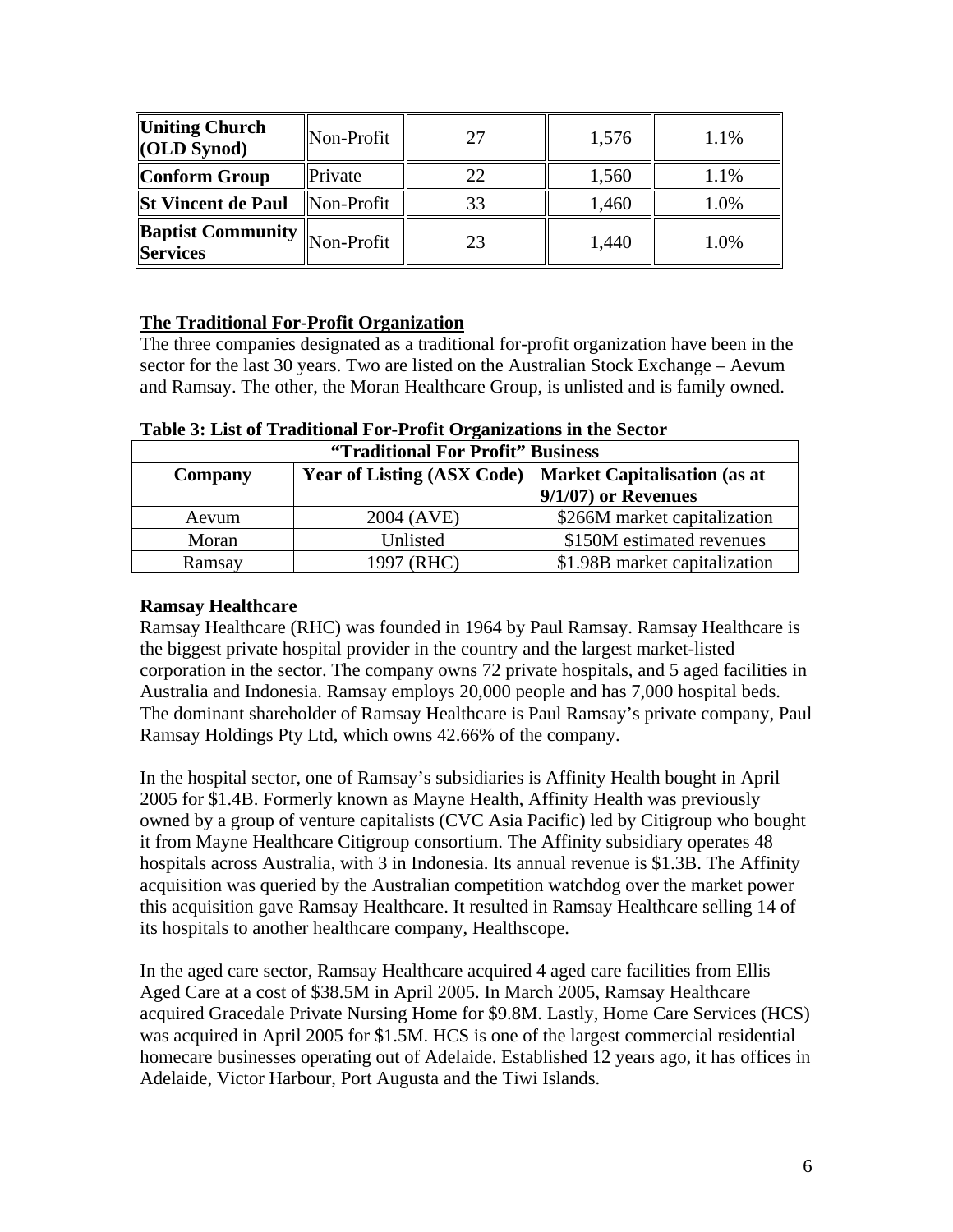| | | | | |
|---|---|---|---|---|
| **Uniting Church (OLD Synod)** | Non-Profit | 27 | 1,576 | 1.1% |
| **Conform Group** | Private | 22 | 1,560 | 1.1% |
| **St Vincent de Paul** | Non-Profit | 33 | 1,460 | 1.0% |
| **Baptist Community Services** | Non-Profit | 23 | 1,440 | 1.0% |

**The Traditional For-Profit Organization**

The three companies designated as a traditional for-profit organization have been in the sector for the last 30 years. Two are listed on the Australian Stock Exchange – Aevum and Ramsay. The other, the Moran Healthcare Group, is unlisted and is family owned.

**Table 3: List of Traditional For-Profit Organizations in the Sector**

| "Traditional For Profit" Business | | |
|---|---|---|
| **Company** | **Year of Listing (ASX Code)** | **Market Capitalisation (as at 9/1/07) or Revenues** |
| Aevum | 2004 (AVE) | $266M market capitalization |
| Moran | Unlisted | $150M estimated revenues |
| Ramsay | 1997 (RHC) | $1.98B market capitalization |

**Ramsay Healthcare**

Ramsay Healthcare (RHC) was founded in 1964 by Paul Ramsay. Ramsay Healthcare is the biggest private hospital provider in the country and the largest market-listed corporation in the sector. The company owns 72 private hospitals, and 5 aged facilities in Australia and Indonesia. Ramsay employs 20,000 people and has 7,000 hospital beds. The dominant shareholder of Ramsay Healthcare is Paul Ramsay's private company, Paul Ramsay Holdings Pty Ltd, which owns 42.66% of the company.

In the hospital sector, one of Ramsay's subsidiaries is Affinity Health bought in April 2005 for $1.4B. Formerly known as Mayne Health, Affinity Health was previously owned by a group of venture capitalists (CVC Asia Pacific) led by Citigroup who bought it from Mayne Healthcare Citigroup consortium. The Affinity subsidiary operates 48 hospitals across Australia, with 3 in Indonesia. Its annual revenue is $1.3B. The Affinity acquisition was queried by the Australian competition watchdog over the market power this acquisition gave Ramsay Healthcare. It resulted in Ramsay Healthcare selling 14 of its hospitals to another healthcare company, Healthscope.

In the aged care sector, Ramsay Healthcare acquired 4 aged care facilities from Ellis Aged Care at a cost of $38.5M in April 2005. In March 2005, Ramsay Healthcare acquired Gracedale Private Nursing Home for $9.8M. Lastly, Home Care Services (HCS) was acquired in April 2005 for $1.5M. HCS is one of the largest commercial residential homecare businesses operating out of Adelaide. Established 12 years ago, it has offices in Adelaide, Victor Harbour, Port Augusta and the Tiwi Islands.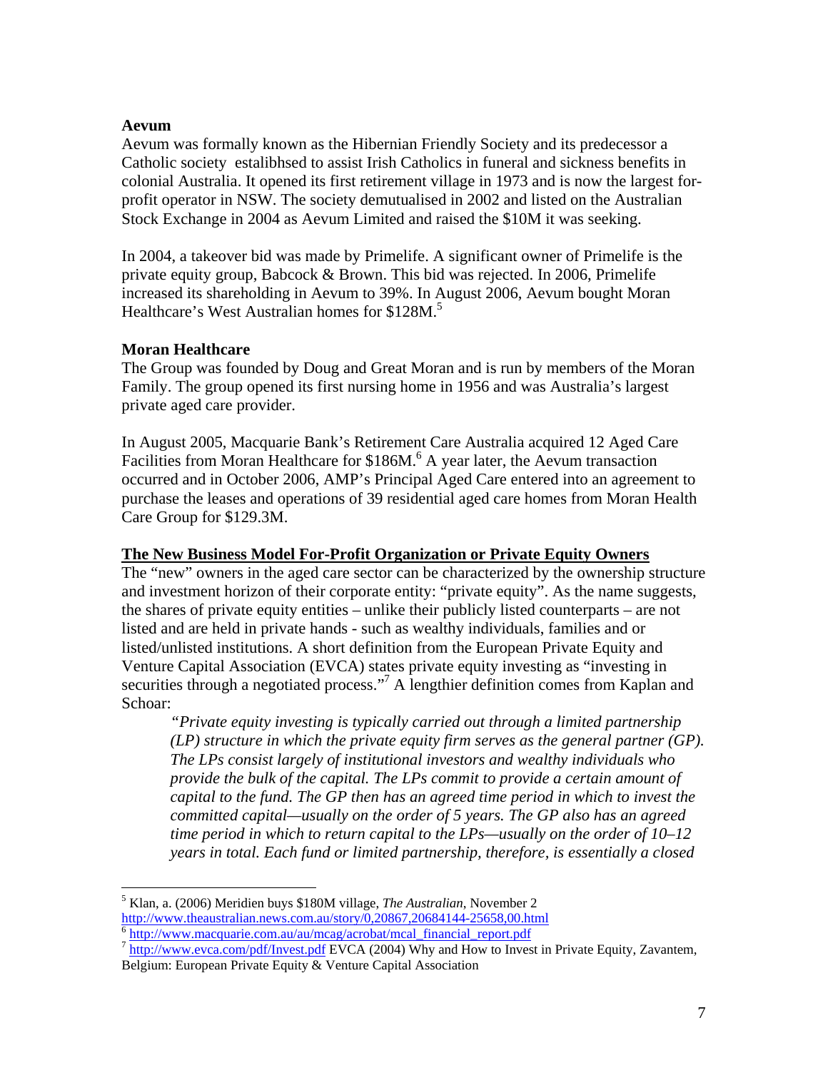### Aevum

Aevum was formally known as the Hibernian Friendly Society and its predecessor a Catholic society estalibhsed to assist Irish Catholics in funeral and sickness benefits in colonial Australia. It opened its first retirement village in 1973 and is now the largest for-profit operator in NSW. The society demutualised in 2002 and listed on the Australian Stock Exchange in 2004 as Aevum Limited and raised the $10M it was seeking.

In 2004, a takeover bid was made by Primelife. A significant owner of Primelife is the private equity group, Babcock & Brown. This bid was rejected. In 2006, Primelife increased its shareholding in Aevum to 39%. In August 2006, Aevum bought Moran Healthcare's West Australian homes for $128M.[5]

### Moran Healthcare

The Group was founded by Doug and Great Moran and is run by members of the Moran Family. The group opened its first nursing home in 1956 and was Australia's largest private aged care provider.

In August 2005, Macquarie Bank's Retirement Care Australia acquired 12 Aged Care Facilities from Moran Healthcare for $186M.[6] A year later, the Aevum transaction occurred and in October 2006, AMP's Principal Aged Care entered into an agreement to purchase the leases and operations of 39 residential aged care homes from Moran Health Care Group for $129.3M.

### The New Business Model For-Profit Organization or Private Equity Owners

The "new" owners in the aged care sector can be characterized by the ownership structure and investment horizon of their corporate entity: "private equity". As the name suggests, the shares of private equity entities – unlike their publicly listed counterparts – are not listed and are held in private hands - such as wealthy individuals, families and or listed/unlisted institutions. A short definition from the European Private Equity and Venture Capital Association (EVCA) states private equity investing as "investing in securities through a negotiated process."[7] A lengthier definition comes from Kaplan and Schoar:

> *"Private equity investing is typically carried out through a limited partnership (LP) structure in which the private equity firm serves as the general partner (GP). The LPs consist largely of institutional investors and wealthy individuals who provide the bulk of the capital. The LPs commit to provide a certain amount of capital to the fund. The GP then has an agreed time period in which to invest the committed capital—usually on the order of 5 years. The GP also has an agreed time period in which to return capital to the LPs—usually on the order of 10–12 years in total. Each fund or limited partnership, therefore, is essentially a closed*

---

[5] Klan, a. (2006) Meridien buys $180M village, *The Australian*, November 2 http://www.theaustralian.news.com.au/story/0,20867,20684144-25658,00.html

[6] http://www.macquarie.com.au/au/mcag/acrobat/mcal_financial_report.pdf

[7] http://www.evca.com/pdf/Invest.pdf EVCA (2004) Why and How to Invest in Private Equity, Zavantem, Belgium: European Private Equity & Venture Capital Association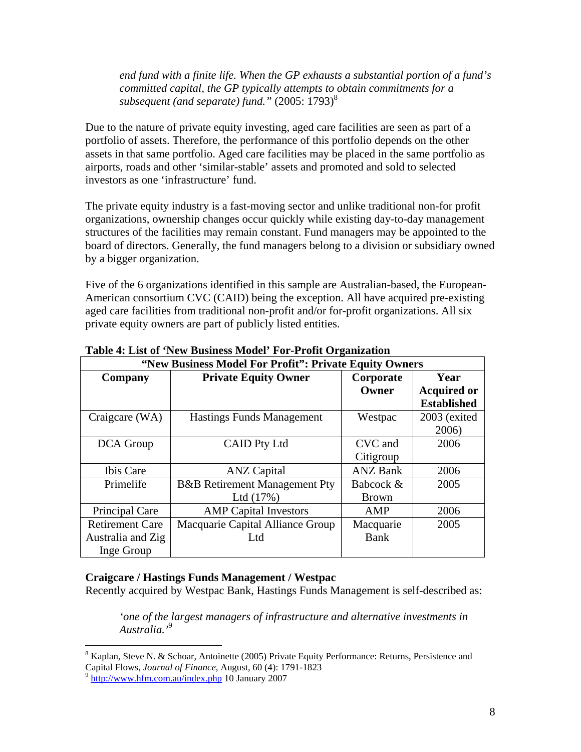> *end fund with a finite life. When the GP exhausts a substantial portion of a fund's committed capital, the GP typically attempts to obtain commitments for a subsequent (and separate) fund."* (2005: 1793)[8]

Due to the nature of private equity investing, aged care facilities are seen as part of a portfolio of assets. Therefore, the performance of this portfolio depends on the other assets in that same portfolio. Aged care facilities may be placed in the same portfolio as airports, roads and other 'similar-stable' assets and promoted and sold to selected investors as one 'infrastructure' fund.

The private equity industry is a fast-moving sector and unlike traditional non-for profit organizations, ownership changes occur quickly while existing day-to-day management structures of the facilities may remain constant. Fund managers may be appointed to the board of directors. Generally, the fund managers belong to a division or subsidiary owned by a bigger organization.

Five of the 6 organizations identified in this sample are Australian-based, the European-American consortium CVC (CAID) being the exception. All have acquired pre-existing aged care facilities from traditional non-profit and/or for-profit organizations. All six private equity owners are part of publicly listed entities.

**Table 4: List of 'New Business Model' For-Profit Organization**

| "New Business Model For Profit": Private Equity Owners | | | |
|---|---|---|---|
| **Company** | **Private Equity Owner** | **Corporate Owner** | **Year Acquired or Established** |
| Craigcare (WA) | Hastings Funds Management | Westpac | 2003 (exited 2006) |
| DCA Group | CAID Pty Ltd | CVC and Citigroup | 2006 |
| Ibis Care | ANZ Capital | ANZ Bank | 2006 |
| Primelife | B&B Retirement Management Pty Ltd (17%) | Babcock & Brown | 2005 |
| Principal Care | AMP Capital Investors | AMP | 2006 |
| Retirement Care Australia and Zig Inge Group | Macquarie Capital Alliance Group Ltd | Macquarie Bank | 2005 |

**Craigcare / Hastings Funds Management / Westpac**

Recently acquired by Westpac Bank, Hastings Funds Management is self-described as:

> *'one of the largest managers of infrastructure and alternative investments in Australia.'*[9]

---

[8] Kaplan, Steve N. & Schoar, Antoinette (2005) Private Equity Performance: Returns, Persistence and Capital Flows, *Journal of Finance*, August, 60 (4): 1791-1823

[9] http://www.hfm.com.au/index.php 10 January 2007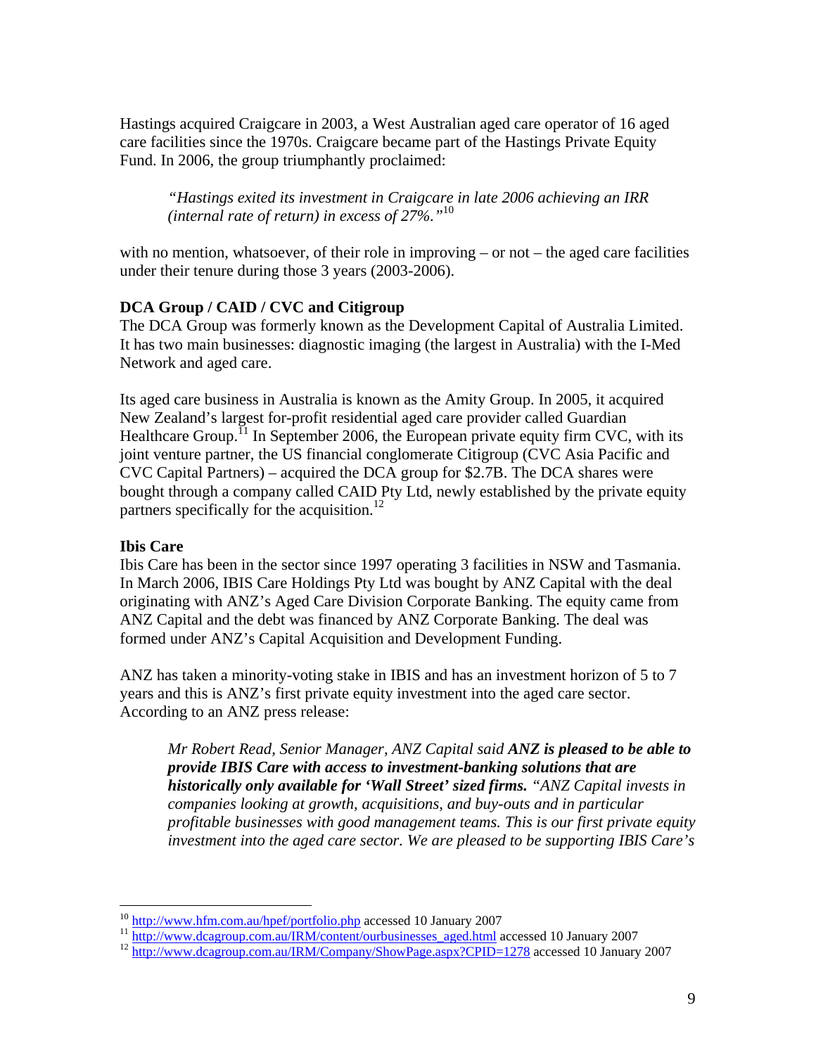Hastings acquired Craigcare in 2003, a West Australian aged care operator of 16 aged care facilities since the 1970s. Craigcare became part of the Hastings Private Equity Fund. In 2006, the group triumphantly proclaimed:

> *"Hastings exited its investment in Craigcare in late 2006 achieving an IRR (internal rate of return) in excess of 27%."*[10]

with no mention, whatsoever, of their role in improving – or not – the aged care facilities under their tenure during those 3 years (2003-2006).

**DCA Group / CAID / CVC and Citigroup**

The DCA Group was formerly known as the Development Capital of Australia Limited. It has two main businesses: diagnostic imaging (the largest in Australia) with the I-Med Network and aged care.

Its aged care business in Australia is known as the Amity Group. In 2005, it acquired New Zealand's largest for-profit residential aged care provider called Guardian Healthcare Group.[11] In September 2006, the European private equity firm CVC, with its joint venture partner, the US financial conglomerate Citigroup (CVC Asia Pacific and CVC Capital Partners) – acquired the DCA group for $2.7B. The DCA shares were bought through a company called CAID Pty Ltd, newly established by the private equity partners specifically for the acquisition.[12]

**Ibis Care**

Ibis Care has been in the sector since 1997 operating 3 facilities in NSW and Tasmania. In March 2006, IBIS Care Holdings Pty Ltd was bought by ANZ Capital with the deal originating with ANZ's Aged Care Division Corporate Banking. The equity came from ANZ Capital and the debt was financed by ANZ Corporate Banking. The deal was formed under ANZ's Capital Acquisition and Development Funding.

ANZ has taken a minority-voting stake in IBIS and has an investment horizon of 5 to 7 years and this is ANZ's first private equity investment into the aged care sector. According to an ANZ press release:

> *Mr Robert Read, Senior Manager, ANZ Capital said **ANZ is pleased to be able to provide IBIS Care with access to investment-banking solutions that are historically only available for 'Wall Street' sized firms.** "ANZ Capital invests in companies looking at growth, acquisitions, and buy-outs and in particular profitable businesses with good management teams. This is our first private equity investment into the aged care sector. We are pleased to be supporting IBIS Care's*

---

[10] http://www.hfm.com.au/hpef/portfolio.php accessed 10 January 2007

[11] http://www.dcagroup.com.au/IRM/content/ourbusinesses_aged.html accessed 10 January 2007

[12] http://www.dcagroup.com.au/IRM/Company/ShowPage.aspx?CPID=1278 accessed 10 January 2007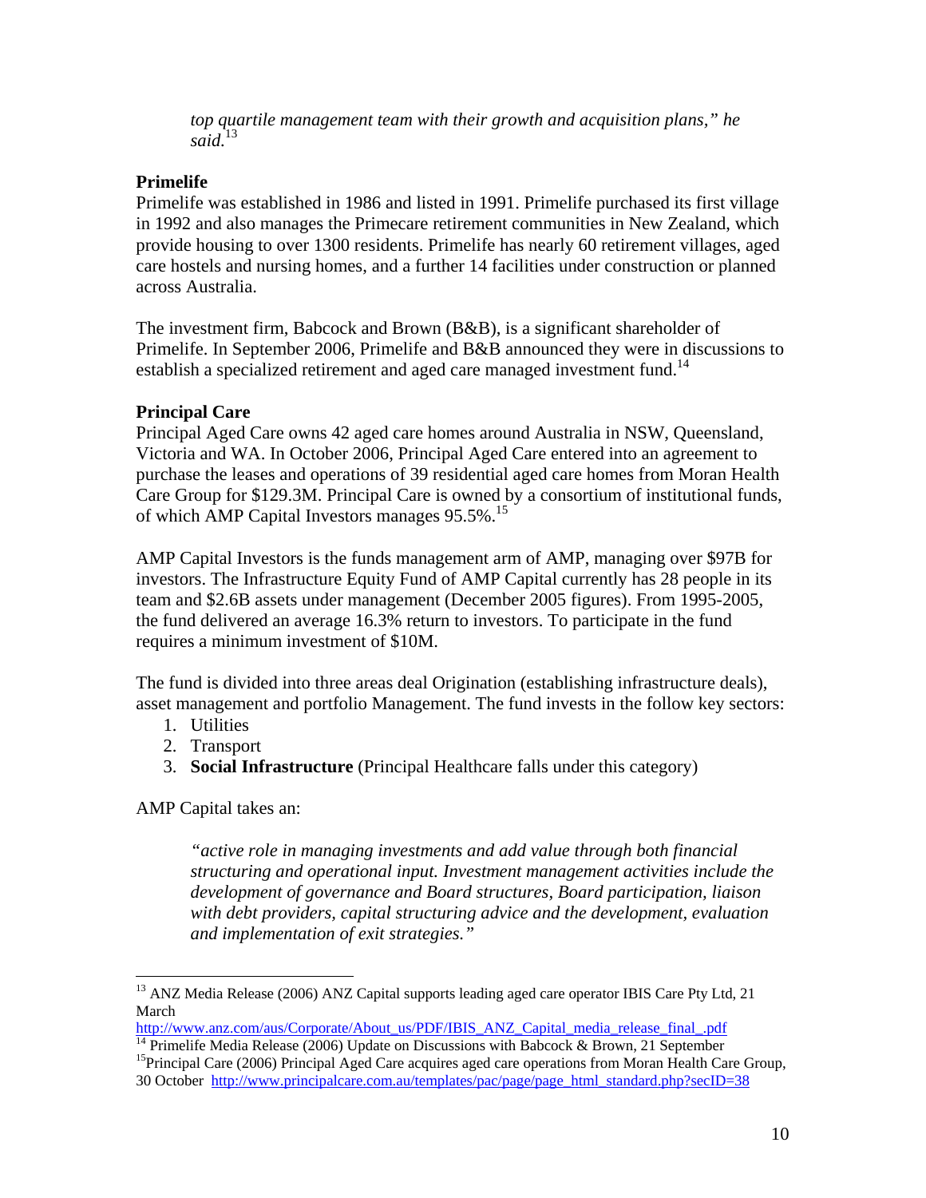*top quartile management team with their growth and acquisition plans," he said.*[13]

**Primelife**

Primelife was established in 1986 and listed in 1991. Primelife purchased its first village in 1992 and also manages the Primecare retirement communities in New Zealand, which provide housing to over 1300 residents. Primelife has nearly 60 retirement villages, aged care hostels and nursing homes, and a further 14 facilities under construction or planned across Australia.

The investment firm, Babcock and Brown (B&B), is a significant shareholder of Primelife. In September 2006, Primelife and B&B announced they were in discussions to establish a specialized retirement and aged care managed investment fund.[14]

**Principal Care**

Principal Aged Care owns 42 aged care homes around Australia in NSW, Queensland, Victoria and WA. In October 2006, Principal Aged Care entered into an agreement to purchase the leases and operations of 39 residential aged care homes from Moran Health Care Group for $129.3M. Principal Care is owned by a consortium of institutional funds, of which AMP Capital Investors manages 95.5%.[15]

AMP Capital Investors is the funds management arm of AMP, managing over $97B for investors. The Infrastructure Equity Fund of AMP Capital currently has 28 people in its team and $2.6B assets under management (December 2005 figures). From 1995-2005, the fund delivered an average 16.3% return to investors. To participate in the fund requires a minimum investment of $10M.

The fund is divided into three areas deal Origination (establishing infrastructure deals), asset management and portfolio Management. The fund invests in the follow key sectors:

1. Utilities
2. Transport
3. **Social Infrastructure** (Principal Healthcare falls under this category)

AMP Capital takes an:

> *"active role in managing investments and add value through both financial structuring and operational input. Investment management activities include the development of governance and Board structures, Board participation, liaison with debt providers, capital structuring advice and the development, evaluation and implementation of exit strategies."*

---

[13] ANZ Media Release (2006) ANZ Capital supports leading aged care operator IBIS Care Pty Ltd, 21 March http://www.anz.com/aus/Corporate/About_us/PDF/IBIS_ANZ_Capital_media_release_final_.pdf

[14] Primelife Media Release (2006) Update on Discussions with Babcock & Brown, 21 September

[15] Principal Care (2006) Principal Aged Care acquires aged care operations from Moran Health Care Group, 30 October http://www.principalcare.com.au/templates/pac/page/page_html_standard.php?secID=38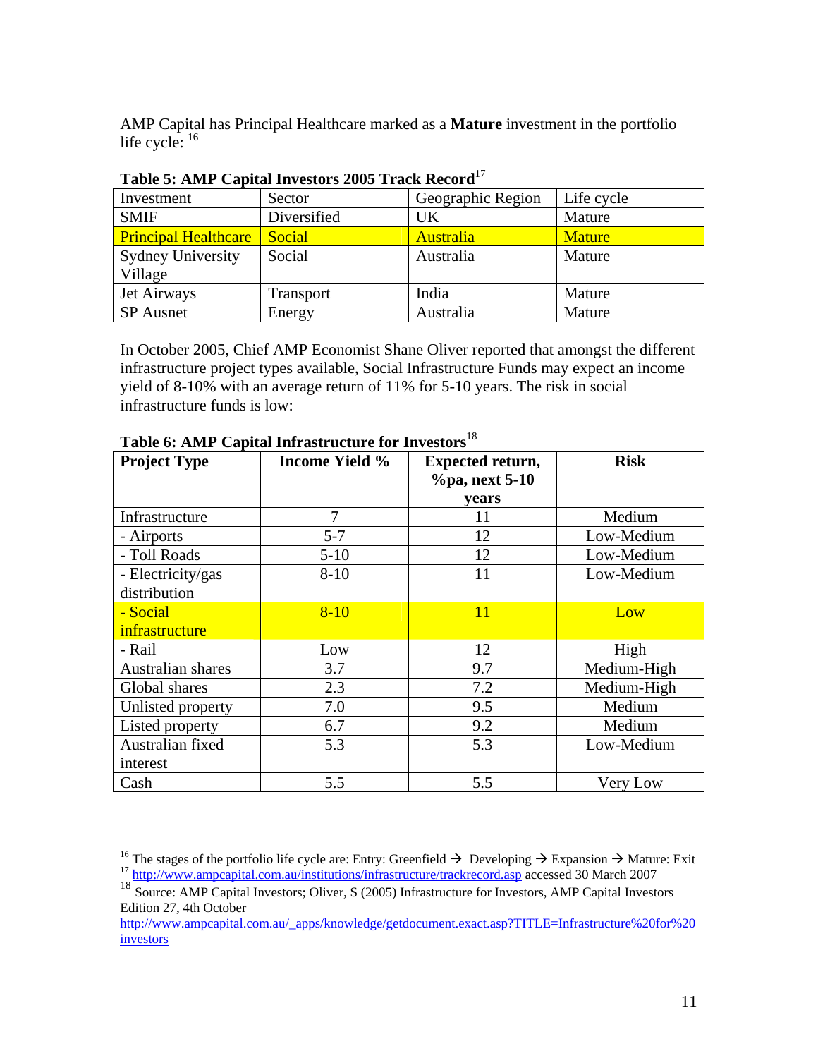AMP Capital has Principal Healthcare marked as a **Mature** investment in the portfolio life cycle: [16]

**Table 5: AMP Capital Investors 2005 Track Record**[17]

| Investment | Sector | Geographic Region | Life cycle |
|---|---|---|---|
| SMIF | Diversified | UK | Mature |
| Principal Healthcare | Social | Australia | Mature |
| Sydney University Village | Social | Australia | Mature |
| Jet Airways | Transport | India | Mature |
| SP Ausnet | Energy | Australia | Mature |

In October 2005, Chief AMP Economist Shane Oliver reported that amongst the different infrastructure project types available, Social Infrastructure Funds may expect an income yield of 8-10% with an average return of 11% for 5-10 years. The risk in social infrastructure funds is low:

**Table 6: AMP Capital Infrastructure for Investors**[18]

| Project Type | Income Yield % | Expected return, %pa, next 5-10 years | Risk |
|---|---|---|---|
| Infrastructure | 7 | 11 | Medium |
| - Airports | 5-7 | 12 | Low-Medium |
| - Toll Roads | 5-10 | 12 | Low-Medium |
| - Electricity/gas distribution | 8-10 | 11 | Low-Medium |
| - Social infrastructure | 8-10 | 11 | Low |
| - Rail | Low | 12 | High |
| Australian shares | 3.7 | 9.7 | Medium-High |
| Global shares | 2.3 | 7.2 | Medium-High |
| Unlisted property | 7.0 | 9.5 | Medium |
| Listed property | 6.7 | 9.2 | Medium |
| Australian fixed interest | 5.3 | 5.3 | Low-Medium |
| Cash | 5.5 | 5.5 | Very Low |

---

[16] The stages of the portfolio life cycle are: Entry: Greenfield → Developing → Expansion → Mature: Exit

[17] http://www.ampcapital.com.au/institutions/infrastructure/trackrecord.asp accessed 30 March 2007

[18] Source: AMP Capital Investors; Oliver, S (2005) Infrastructure for Investors, AMP Capital Investors Edition 27, 4th October http://www.ampcapital.com.au/_apps/knowledge/getdocument.exact.asp?TITLE=Infrastructure%20for%20investors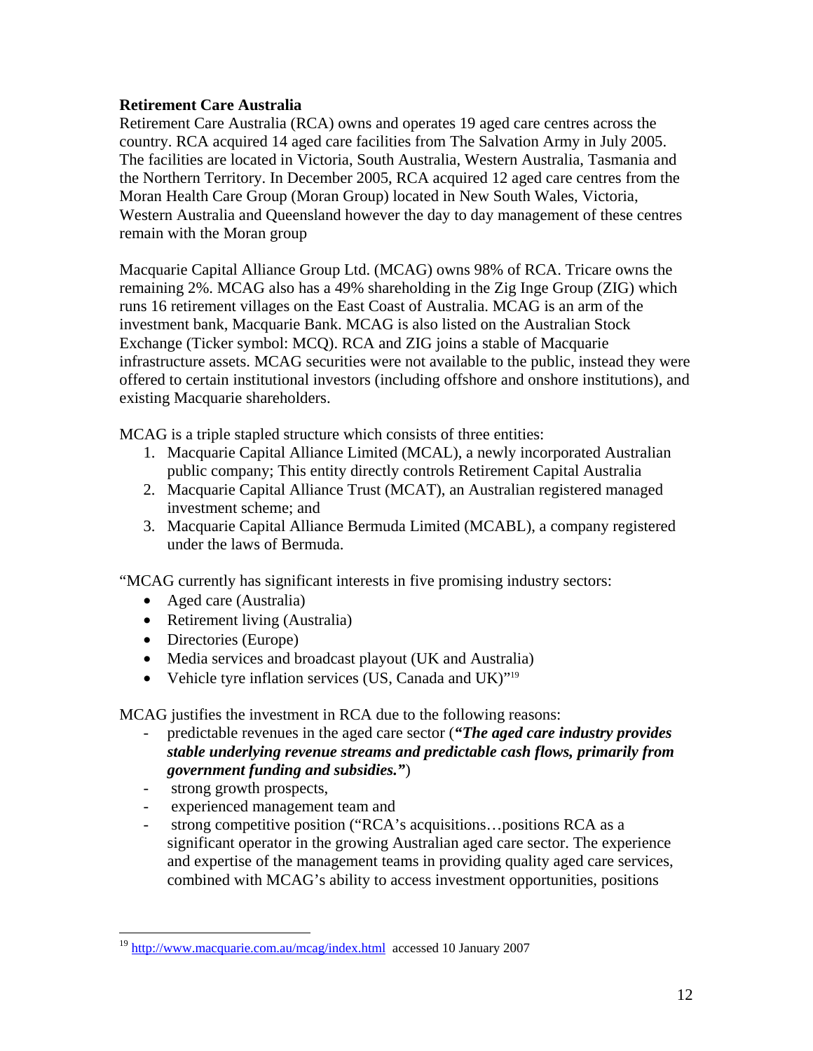**Retirement Care Australia**

Retirement Care Australia (RCA) owns and operates 19 aged care centres across the country. RCA acquired 14 aged care facilities from The Salvation Army in July 2005. The facilities are located in Victoria, South Australia, Western Australia, Tasmania and the Northern Territory. In December 2005, RCA acquired 12 aged care centres from the Moran Health Care Group (Moran Group) located in New South Wales, Victoria, Western Australia and Queensland however the day to day management of these centres remain with the Moran group

Macquarie Capital Alliance Group Ltd. (MCAG) owns 98% of RCA. Tricare owns the remaining 2%. MCAG also has a 49% shareholding in the Zig Inge Group (ZIG) which runs 16 retirement villages on the East Coast of Australia. MCAG is an arm of the investment bank, Macquarie Bank. MCAG is also listed on the Australian Stock Exchange (Ticker symbol: MCQ). RCA and ZIG joins a stable of Macquarie infrastructure assets. MCAG securities were not available to the public, instead they were offered to certain institutional investors (including offshore and onshore institutions), and existing Macquarie shareholders.

MCAG is a triple stapled structure which consists of three entities:

1. Macquarie Capital Alliance Limited (MCAL), a newly incorporated Australian public company; This entity directly controls Retirement Capital Australia
2. Macquarie Capital Alliance Trust (MCAT), an Australian registered managed investment scheme; and
3. Macquarie Capital Alliance Bermuda Limited (MCABL), a company registered under the laws of Bermuda.

"MCAG currently has significant interests in five promising industry sectors:

- Aged care (Australia)
- Retirement living (Australia)
- Directories (Europe)
- Media services and broadcast playout (UK and Australia)
- Vehicle tyre inflation services (US, Canada and UK)"[19]

MCAG justifies the investment in RCA due to the following reasons:

- predictable revenues in the aged care sector (***"The aged care industry provides stable underlying revenue streams and predictable cash flows, primarily from government funding and subsidies."***)
- strong growth prospects,
- experienced management team and
- strong competitive position ("RCA's acquisitions…positions RCA as a significant operator in the growing Australian aged care sector. The experience and expertise of the management teams in providing quality aged care services, combined with MCAG's ability to access investment opportunities, positions

---

[19] http://www.macquarie.com.au/mcag/index.html accessed 10 January 2007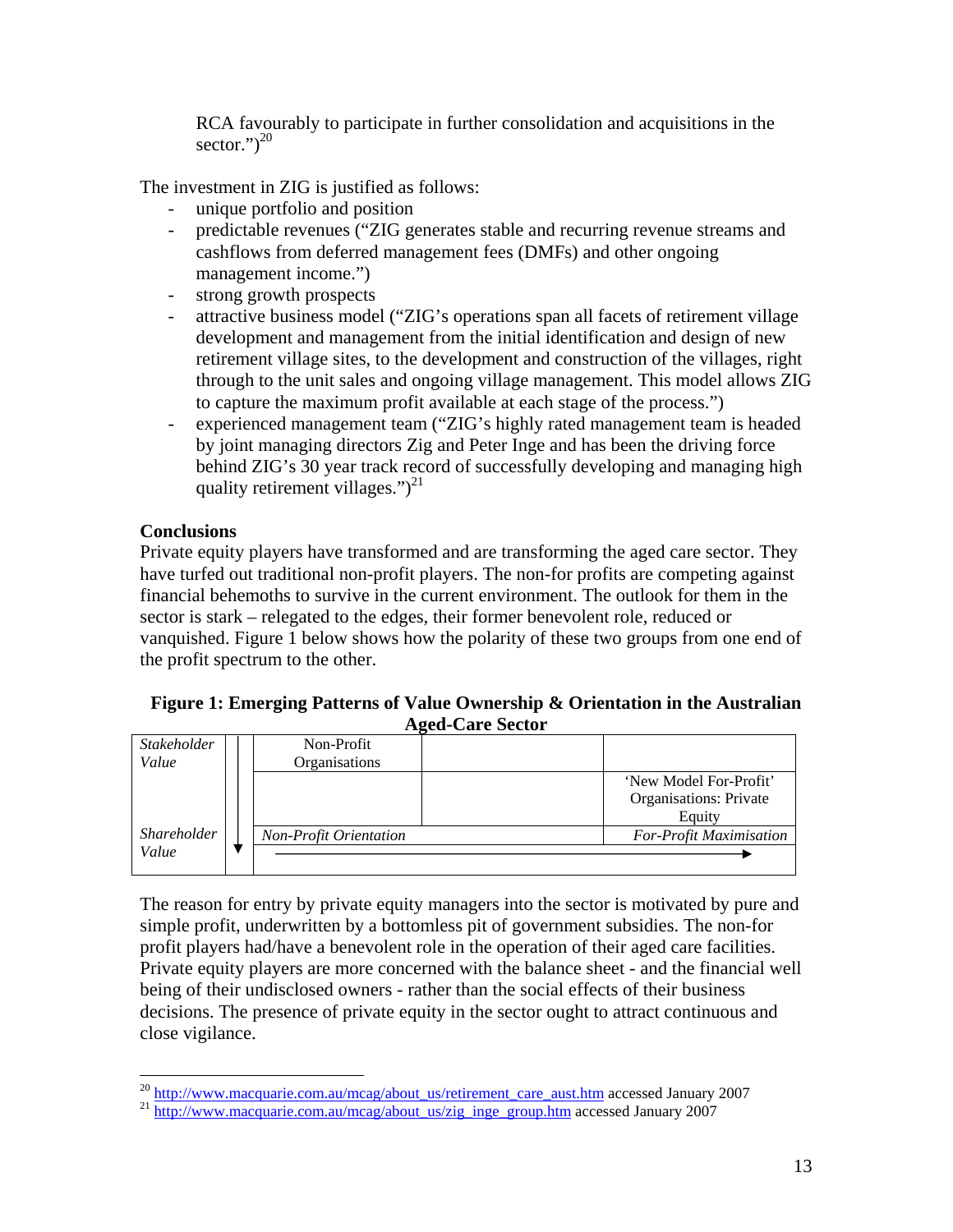RCA favourably to participate in further consolidation and acquisitions in the sector.")[20]

The investment in ZIG is justified as follows:

- unique portfolio and position
- predictable revenues ("ZIG generates stable and recurring revenue streams and cashflows from deferred management fees (DMFs) and other ongoing management income.")
- strong growth prospects
- attractive business model ("ZIG's operations span all facets of retirement village development and management from the initial identification and design of new retirement village sites, to the development and construction of the villages, right through to the unit sales and ongoing village management. This model allows ZIG to capture the maximum profit available at each stage of the process.")
- experienced management team ("ZIG's highly rated management team is headed by joint managing directors Zig and Peter Inge and has been the driving force behind ZIG's 30 year track record of successfully developing and managing high quality retirement villages.")[21]

**Conclusions**

Private equity players have transformed and are transforming the aged care sector. They have turfed out traditional non-profit players. The non-for profits are competing against financial behemoths to survive in the current environment. The outlook for them in the sector is stark – relegated to the edges, their former benevolent role, reduced or vanquished. Figure 1 below shows how the polarity of these two groups from one end of the profit spectrum to the other.

**Figure 1: Emerging Patterns of Value Ownership & Orientation in the Australian Aged-Care Sector**

| | | | | |
|---|---|---|---|---|
| *Stakeholder Value* | ↓ | Non-Profit Organisations | | |
| | | | | 'New Model For-Profit' Organisations: Private Equity |
| *Shareholder Value* | | *Non-Profit Orientation* → | | *For-Profit Maximisation* |

The reason for entry by private equity managers into the sector is motivated by pure and simple profit, underwritten by a bottomless pit of government subsidies. The non-for profit players had/have a benevolent role in the operation of their aged care facilities. Private equity players are more concerned with the balance sheet - and the financial well being of their undisclosed owners - rather than the social effects of their business decisions. The presence of private equity in the sector ought to attract continuous and close vigilance.

[20] http://www.macquarie.com.au/mcag/about_us/retirement_care_aust.htm accessed January 2007

[21] http://www.macquarie.com.au/mcag/about_us/zig_inge_group.htm accessed January 2007